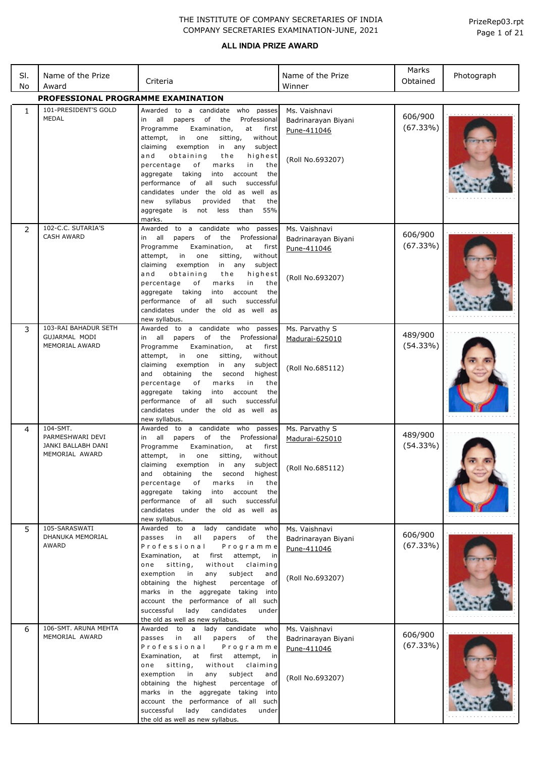THE INSTITUTE OF COMPANY SECRETARIES OF INDIA
COMPANY SECRETARIES EXAMINATION-JUNE, 2021

PrizeRep03.rpt

## ALL INDIA PRIZE AWARD

| Sl. No | Name of the Prize Award | Criteria | Name of the Prize Winner | Marks Obtained | Photograph |
|---|---|---|---|---|---|
| **PROFESSIONAL PROGRAMME EXAMINATION** | | | | | |
| 1 | 101-PRESIDENT'S GOLD MEDAL | Awarded to a candidate who passes in all papers of the Professional Programme Examination, at first attempt, in one sitting, without claiming exemption in any subject and obtaining the highest percentage of marks in the aggregate taking into account the performance of all such successful candidates under the old as well as new syllabus provided that the aggregate is not less than 55% marks. | Ms. Vaishnavi Badrinarayan Biyani Pune-411046 (Roll No.693207) | 606/900 (67.33%) | |
| 2 | 102-C.C. SUTARIA'S CASH AWARD | Awarded to a candidate who passes in all papers of the Professional Programme Examination, at first attempt, in one sitting, without claiming exemption in any subject and obtaining the highest percentage of marks in the aggregate taking into account the performance of all such successful candidates under the old as well as new syllabus. | Ms. Vaishnavi Badrinarayan Biyani Pune-411046 (Roll No.693207) | 606/900 (67.33%) | |
| 3 | 103-RAI BAHADUR SETH GUJARMAL MODI MEMORIAL AWARD | Awarded to a candidate who passes in all papers of the Professional Programme Examination, at first attempt, in one sitting, without claiming exemption in any subject and obtaining the second highest percentage of marks in the aggregate taking into account the performance of all such successful candidates under the old as well as new syllabus. | Ms. Parvathy S Madurai-625010 (Roll No.685112) | 489/900 (54.33%) | |
| 4 | 104-SMT. PARMESHWARI DEVI JANKI BALLABH DANI MEMORIAL AWARD | Awarded to a candidate who passes in all papers of the Professional Programme Examination, at first attempt, in one sitting, without claiming exemption in any subject and obtaining the second highest percentage of marks in the aggregate taking into account the performance of all such successful candidates under the old as well as new syllabus. | Ms. Parvathy S Madurai-625010 (Roll No.685112) | 489/900 (54.33%) | |
| 5 | 105-SARASWATI DHANUKA MEMORIAL AWARD | Awarded to a lady candidate who passes in all papers of the Professional Programme Examination, at first attempt, in one sitting, without claiming exemption in any subject and obtaining the highest percentage of marks in the aggregate taking into account the performance of all such successful lady candidates under the old as well as new syllabus. | Ms. Vaishnavi Badrinarayan Biyani Pune-411046 (Roll No.693207) | 606/900 (67.33%) | |
| 6 | 106-SMT. ARUNA MEHTA MEMORIAL AWARD | Awarded to a lady candidate who passes in all papers of the Professional Programme Examination, at first attempt, in one sitting, without claiming exemption in any subject and obtaining the highest percentage of marks in the aggregate taking into account the performance of all such successful lady candidates under the old as well as new syllabus. | Ms. Vaishnavi Badrinarayan Biyani Pune-411046 (Roll No.693207) | 606/900 (67.33%) | |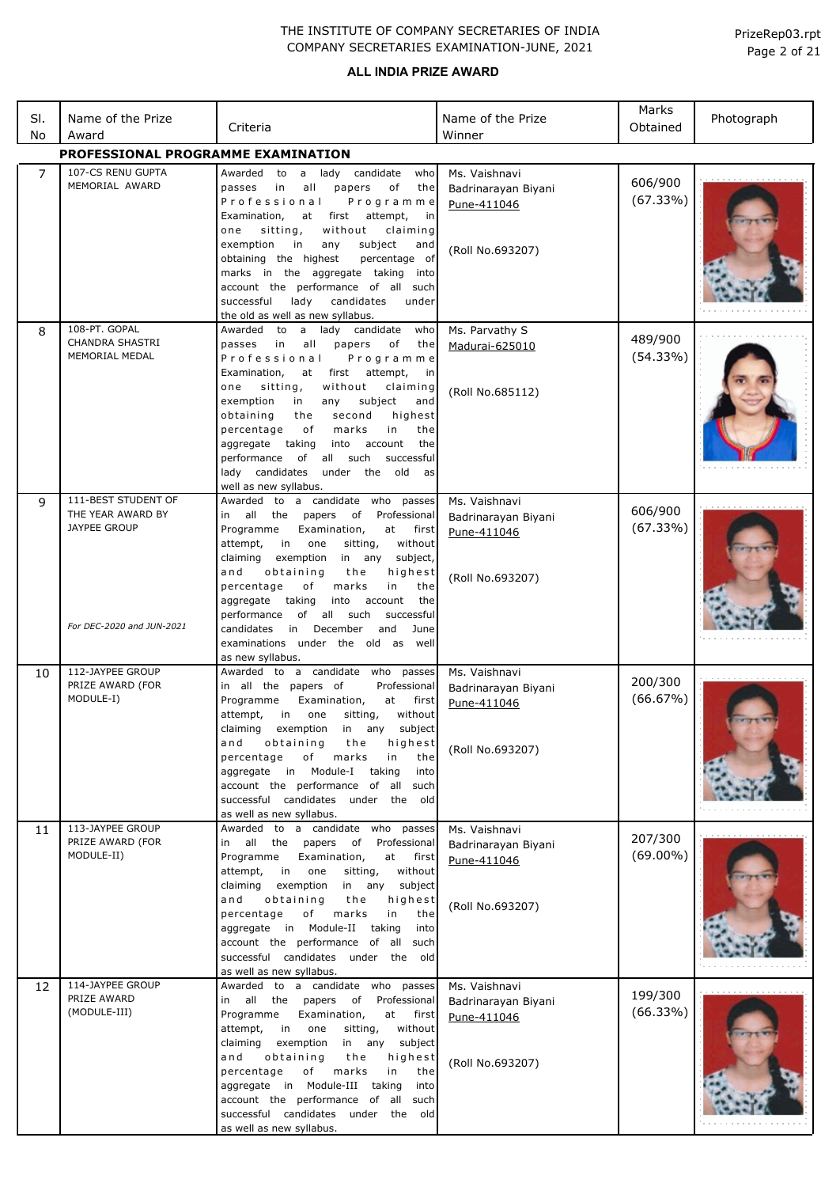# THE INSTITUTE OF COMPANY SECRETARIES OF INDIA
## COMPANY SECRETARIES EXAMINATION-JUNE, 2021

### ALL INDIA PRIZE AWARD

| Sl. No | Name of the Prize Award | Criteria | Name of the Prize Winner | Marks Obtained | Photograph |
|---|---|---|---|---|---|
| **PROFESSIONAL PROGRAMME EXAMINATION** | | | | | |
| 7 | 107-CS RENU GUPTA MEMORIAL AWARD | Awarded to a lady candidate who passes in all papers of the Professional Programme Examination, at first attempt, in one sitting, without claiming exemption in any subject and obtaining the highest percentage of marks in the aggregate taking into account the performance of all such successful lady candidates under the old as well as new syllabus. | Ms. Vaishnavi Badrinarayan Biyani Pune-411046 (Roll No.693207) | 606/900 (67.33%) | |
| 8 | 108-PT. GOPAL CHANDRA SHASTRI MEMORIAL MEDAL | Awarded to a lady candidate who passes in all papers of the Professional Programme Examination, at first attempt, in one sitting, without claiming exemption in any subject and obtaining the second highest percentage of marks in the aggregate taking into account the performance of all such successful lady candidates under the old as well as new syllabus. | Ms. Parvathy S Madurai-625010 (Roll No.685112) | 489/900 (54.33%) | |
| 9 | 111-BEST STUDENT OF THE YEAR AWARD BY JAYPEE GROUP *For DEC-2020 and JUN-2021* | Awarded to a candidate who passes in all the papers of Professional Programme Examination, at first attempt, in one sitting, without claiming exemption in any subject, and obtaining the highest percentage of marks in the aggregate taking into account the performance of all such successful candidates in December and June examinations under the old as well as new syllabus. | Ms. Vaishnavi Badrinarayan Biyani Pune-411046 (Roll No.693207) | 606/900 (67.33%) | |
| 10 | 112-JAYPEE GROUP PRIZE AWARD (FOR MODULE-I) | Awarded to a candidate who passes in all the papers of Professional Programme Examination, at first attempt, in one sitting, without claiming exemption in any subject and obtaining the highest percentage of marks in the aggregate in Module-I taking into account the performance of all such successful candidates under the old as well as new syllabus. | Ms. Vaishnavi Badrinarayan Biyani Pune-411046 (Roll No.693207) | 200/300 (66.67%) | |
| 11 | 113-JAYPEE GROUP PRIZE AWARD (FOR MODULE-II) | Awarded to a candidate who passes in all the papers of Professional Programme Examination, at first attempt, in one sitting, without claiming exemption in any subject and obtaining the highest percentage of marks in the aggregate in Module-II taking into account the performance of all such successful candidates under the old as well as new syllabus. | Ms. Vaishnavi Badrinarayan Biyani Pune-411046 (Roll No.693207) | 207/300 (69.00%) | |
| 12 | 114-JAYPEE GROUP PRIZE AWARD (MODULE-III) | Awarded to a candidate who passes in all the papers of Professional Programme Examination, at first attempt, in one sitting, without claiming exemption in any subject and obtaining the highest percentage of marks in the aggregate in Module-III taking into account the performance of all such successful candidates under the old as well as new syllabus. | Ms. Vaishnavi Badrinarayan Biyani Pune-411046 (Roll No.693207) | 199/300 (66.33%) | |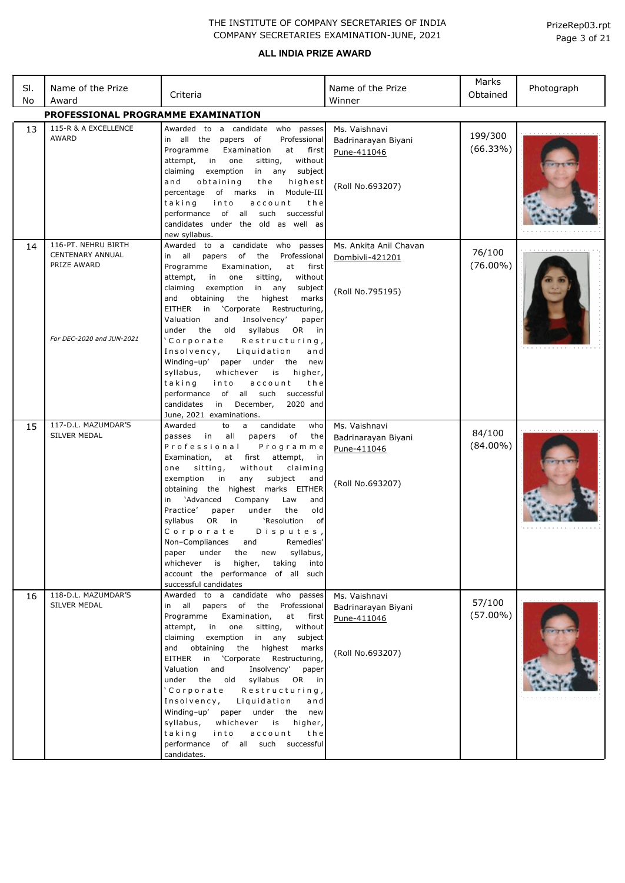THE INSTITUTE OF COMPANY SECRETARIES OF INDIA
COMPANY SECRETARIES EXAMINATION-JUNE, 2021

## ALL INDIA PRIZE AWARD

| Sl. No | Name of the Prize Award | Criteria | Name of the Prize Winner | Marks Obtained | Photograph |
|---|---|---|---|---|---|
| **PROFESSIONAL PROGRAMME EXAMINATION** | | | | | |
| 13 | 115-R & A EXCELLENCE AWARD | Awarded to a candidate who passes in all the papers of Professional Programme Examination at first attempt, in one sitting, without claiming exemption in any subject and obtaining the highest percentage of marks in Module-III taking into account the performance of all such successful candidates under the old as well as new syllabus. | Ms. Vaishnavi Badrinarayan Biyani Pune-411046 (Roll No.693207) | 199/300 (66.33%) | |
| 14 | 116-PT. NEHRU BIRTH CENTENARY ANNUAL PRIZE AWARD *For DEC-2020 and JUN-2021* | Awarded to a candidate who passes in all papers of the Professional Programme Examination, at first attempt, in one sitting, without claiming exemption in any subject and obtaining the highest marks EITHER in 'Corporate Restructuring, Valuation and Insolvency' paper under the old syllabus OR in 'Corporate Restructuring, Insolvency, Liquidation and Winding-up' paper under the new syllabus, whichever is higher, taking into account the performance of all such successful candidates in December, 2020 and June, 2021 examinations. | Ms. Ankita Anil Chavan Dombivli-421201 (Roll No.795195) | 76/100 (76.00%) | |
| 15 | 117-D.L. MAZUMDAR'S SILVER MEDAL | Awarded to a candidate who passes in all papers of the Professional Programme Examination, at first attempt, in one sitting, without claiming exemption in any subject and obtaining the highest marks EITHER in 'Advanced Company Law and Practice' paper under the old syllabus OR in 'Resolution of Corporate Disputes, Non-Compliances and Remedies' paper under the new syllabus, whichever is higher, taking into account the performance of all such successful candidates | Ms. Vaishnavi Badrinarayan Biyani Pune-411046 (Roll No.693207) | 84/100 (84.00%) | |
| 16 | 118-D.L. MAZUMDAR'S SILVER MEDAL | Awarded to a candidate who passes in all papers of the Professional Programme Examination, at first attempt, in one sitting, without claiming exemption in any subject and obtaining the highest marks EITHER in 'Corporate Restructuring, Valuation and Insolvency' paper under the old syllabus OR in 'Corporate Restructuring, Insolvency, Liquidation and Winding-up' paper under the new syllabus, whichever is higher, taking into account the performance of all such successful candidates. | Ms. Vaishnavi Badrinarayan Biyani Pune-411046 (Roll No.693207) | 57/100 (57.00%) | |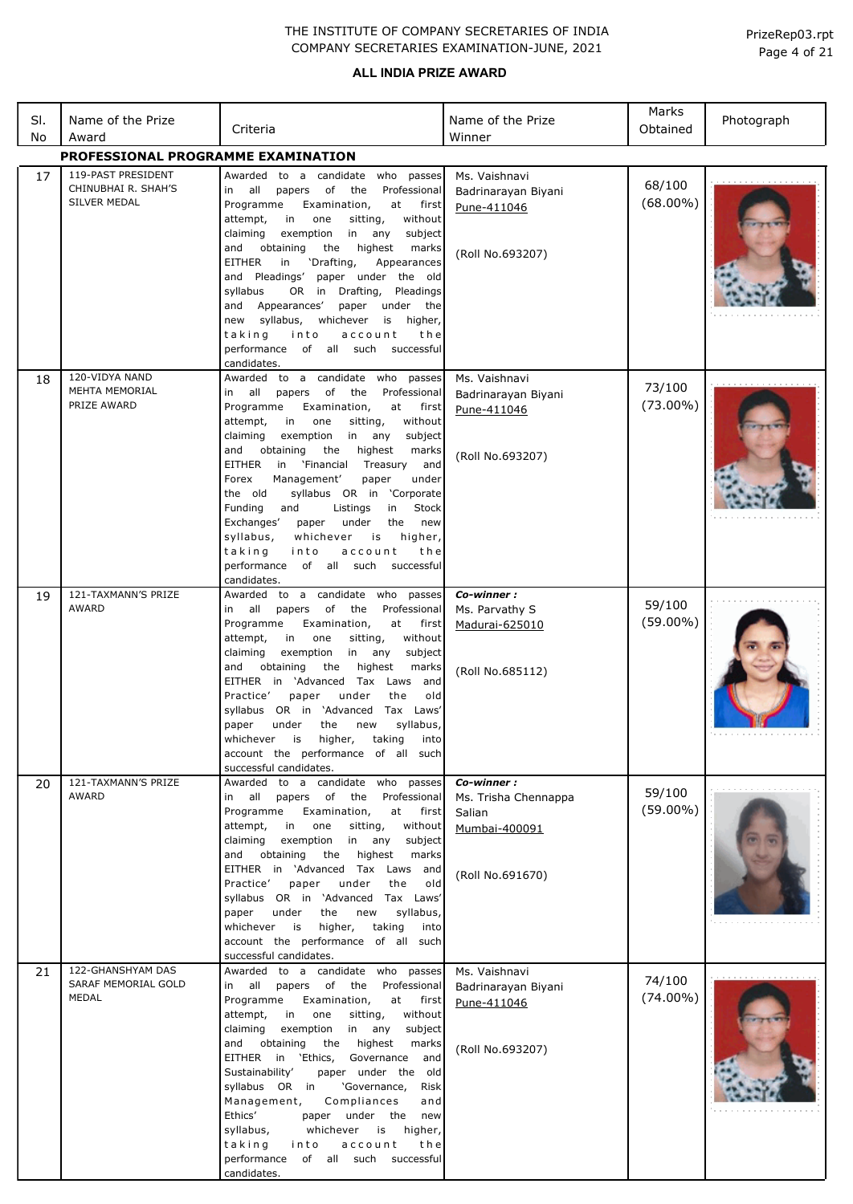THE INSTITUTE OF COMPANY SECRETARIES OF INDIA
COMPANY SECRETARIES EXAMINATION-JUNE, 2021

PrizeRep03.rpt

## ALL INDIA PRIZE AWARD

| Sl. No | Name of the Prize Award | Criteria | Name of the Prize Winner | Marks Obtained | Photograph |
|---|---|---|---|---|---|
| **PROFESSIONAL PROGRAMME EXAMINATION** | | | | | |
| 17 | 119-PAST PRESIDENT CHINUBHAI R. SHAH'S SILVER MEDAL | Awarded to a candidate who passes in all papers of the Professional Programme Examination, at first attempt, in one sitting, without claiming exemption in any subject and obtaining the highest marks EITHER in 'Drafting, Appearances and Pleadings' paper under the old syllabus OR in Drafting, Pleadings and Appearances' paper under the new syllabus, whichever is higher, taking into account the performance of all such successful candidates. | Ms. Vaishnavi Badrinarayan Biyani Pune-411046 (Roll No.693207) | 68/100 (68.00%) | |
| 18 | 120-VIDYA NAND MEHTA MEMORIAL PRIZE AWARD | Awarded to a candidate who passes in all papers of the Professional Programme Examination, at first attempt, in one sitting, without claiming exemption in any subject and obtaining the highest marks EITHER in 'Financial Treasury and Forex Management' paper under the old syllabus OR in 'Corporate Funding and Listings in Stock Exchanges' paper under the new syllabus, whichever is higher, taking into account the performance of all such successful candidates. | Ms. Vaishnavi Badrinarayan Biyani Pune-411046 (Roll No.693207) | 73/100 (73.00%) | |
| 19 | 121-TAXMANN'S PRIZE AWARD | Awarded to a candidate who passes in all papers of the Professional Programme Examination, at first attempt, in one sitting, without claiming exemption in any subject and obtaining the highest marks EITHER in 'Advanced Tax Laws and Practice' paper under the old syllabus OR in 'Advanced Tax Laws' paper under the new syllabus, whichever is higher, taking into account the performance of all such successful candidates. | ***Co-winner :*** Ms. Parvathy S Madurai-625010 (Roll No.685112) | 59/100 (59.00%) | |
| 20 | 121-TAXMANN'S PRIZE AWARD | Awarded to a candidate who passes in all papers of the Professional Programme Examination, at first attempt, in one sitting, without claiming exemption in any subject and obtaining the highest marks EITHER in 'Advanced Tax Laws and Practice' paper under the old syllabus OR in 'Advanced Tax Laws' paper under the new syllabus, whichever is higher, taking into account the performance of all such successful candidates. | ***Co-winner :*** Ms. Trisha Chennappa Salian Mumbai-400091 (Roll No.691670) | 59/100 (59.00%) | |
| 21 | 122-GHANSHYAM DAS SARAF MEMORIAL GOLD MEDAL | Awarded to a candidate who passes in all papers of the Professional Programme Examination, at first attempt, in one sitting, without claiming exemption in any subject and obtaining the highest marks EITHER in 'Ethics, Governance and Sustainability' paper under the old syllabus OR in 'Governance, Risk Management, Compliances and Ethics' paper under the new syllabus, whichever is higher, taking into account the performance of all such successful candidates. | Ms. Vaishnavi Badrinarayan Biyani Pune-411046 (Roll No.693207) | 74/100 (74.00%) | |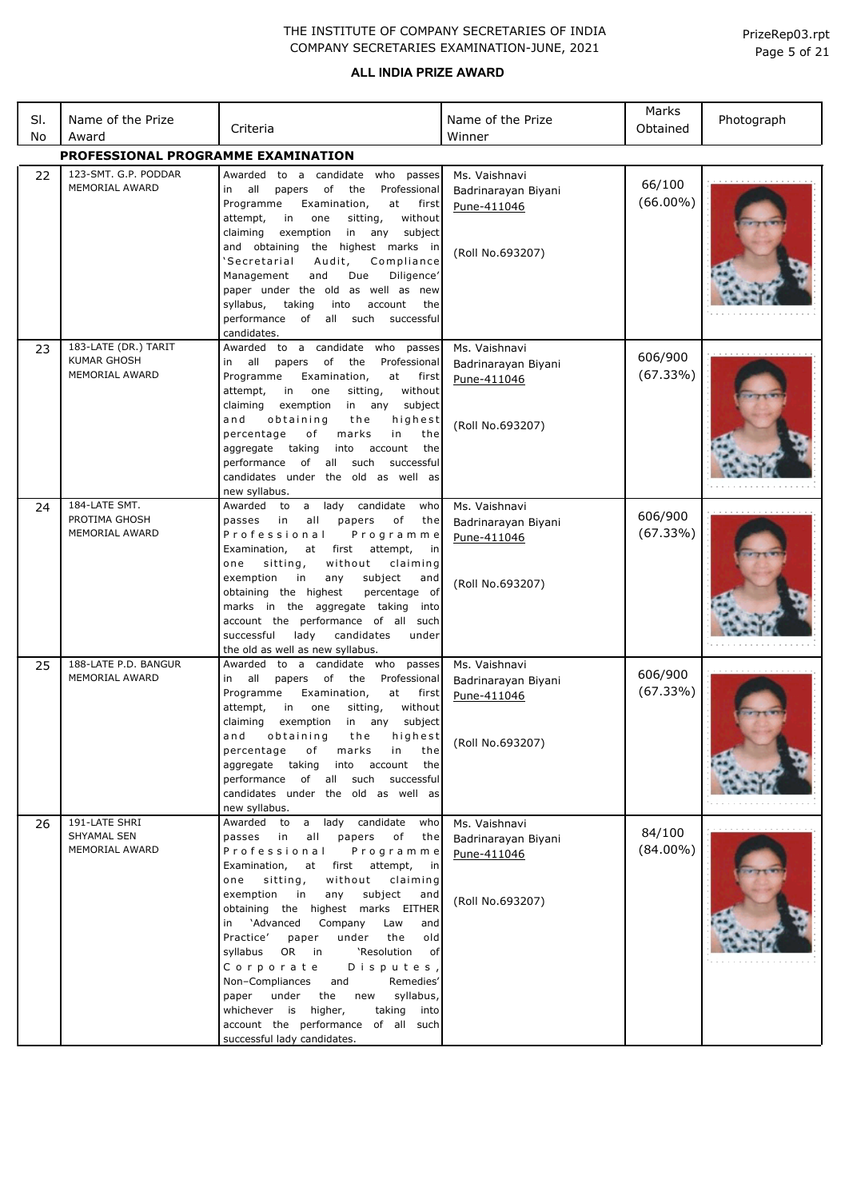THE INSTITUTE OF COMPANY SECRETARIES OF INDIA
COMPANY SECRETARIES EXAMINATION-JUNE, 2021

## ALL INDIA PRIZE AWARD

| Sl. No | Name of the Prize Award | Criteria | Name of the Prize Winner | Marks Obtained | Photograph |
|---|---|---|---|---|---|
| **PROFESSIONAL PROGRAMME EXAMINATION** | | | | | |
| 22 | 123-SMT. G.P. PODDAR MEMORIAL AWARD | Awarded to a candidate who passes in all papers of the Professional Programme Examination, at first attempt, in one sitting, without claiming exemption in any subject and obtaining the highest marks in 'Secretarial Audit, Compliance Management and Due Diligence' paper under the old as well as new syllabus, taking into account the performance of all such successful candidates. | Ms. Vaishnavi Badrinarayan Biyani Pune-411046 (Roll No.693207) | 66/100 (66.00%) | |
| 23 | 183-LATE (DR.) TARIT KUMAR GHOSH MEMORIAL AWARD | Awarded to a candidate who passes in all papers of the Professional Programme Examination, at first attempt, in one sitting, without claiming exemption in any subject and obtaining the highest percentage of marks in the aggregate taking into account the performance of all such successful candidates under the old as well as new syllabus. | Ms. Vaishnavi Badrinarayan Biyani Pune-411046 (Roll No.693207) | 606/900 (67.33%) | |
| 24 | 184-LATE SMT. PROTIMA GHOSH MEMORIAL AWARD | Awarded to a lady candidate who passes in all papers of the Professional Programme Examination, at first attempt, in one sitting, without claiming exemption in any subject and obtaining the highest percentage of marks in the aggregate taking into account the performance of all such successful lady candidates under the old as well as new syllabus. | Ms. Vaishnavi Badrinarayan Biyani Pune-411046 (Roll No.693207) | 606/900 (67.33%) | |
| 25 | 188-LATE P.D. BANGUR MEMORIAL AWARD | Awarded to a candidate who passes in all papers of the Professional Programme Examination, at first attempt, in one sitting, without claiming exemption in any subject and obtaining the highest percentage of marks in the aggregate taking into account the performance of all such successful candidates under the old as well as new syllabus. | Ms. Vaishnavi Badrinarayan Biyani Pune-411046 (Roll No.693207) | 606/900 (67.33%) | |
| 26 | 191-LATE SHRI SHYAMAL SEN MEMORIAL AWARD | Awarded to a lady candidate who passes in all papers of the Professional Programme Examination, at first attempt, in one sitting, without claiming exemption in any subject and obtaining the highest marks EITHER in 'Advanced Company Law and Practice' paper under the old syllabus OR in 'Resolution of Corporate Disputes, Non–Compliances and Remedies' paper under the new syllabus, whichever is higher, taking into account the performance of all such successful lady candidates. | Ms. Vaishnavi Badrinarayan Biyani Pune-411046 (Roll No.693207) | 84/100 (84.00%) | |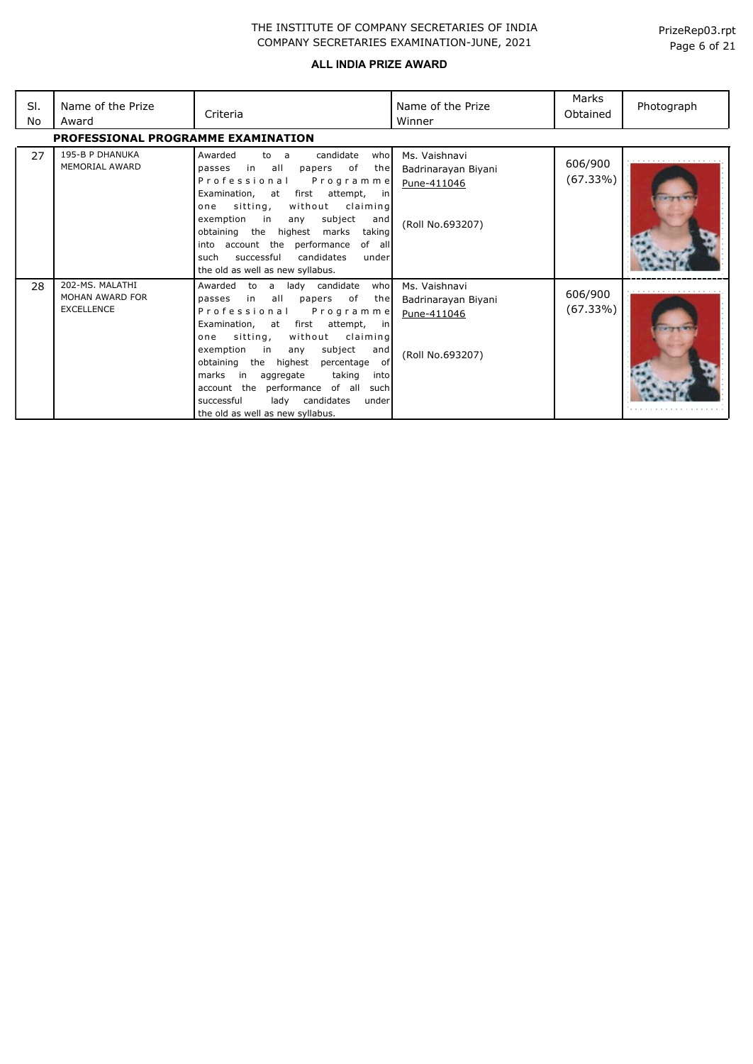THE INSTITUTE OF COMPANY SECRETARIES OF INDIA
COMPANY SECRETARIES EXAMINATION-JUNE, 2021

**ALL INDIA PRIZE AWARD**

| Sl. No | Name of the Prize Award | Criteria | Name of the Prize Winner | Marks Obtained | Photograph |
|---|---|---|---|---|---|
| **PROFESSIONAL PROGRAMME EXAMINATION** | | | | | |
| 27 | 195-B P DHANUKA MEMORIAL AWARD | Awarded to a candidate who passes in all papers of the Professional Programme Examination, at first attempt, in one sitting, without claiming exemption in any subject and obtaining the highest marks taking into account the performance of all such successful candidates under the old as well as new syllabus. | Ms. Vaishnavi Badrinarayan Biyani Pune-411046 (Roll No.693207) | 606/900 (67.33%) | |
| 28 | 202-MS. MALATHI MOHAN AWARD FOR EXCELLENCE | Awarded to a lady candidate who passes in all papers of the Professional Programme Examination, at first attempt, in one sitting, without claiming exemption in any subject and obtaining the highest percentage of marks in aggregate taking into account the performance of all such successful lady candidates under the old as well as new syllabus. | Ms. Vaishnavi Badrinarayan Biyani Pune-411046 (Roll No.693207) | 606/900 (67.33%) | |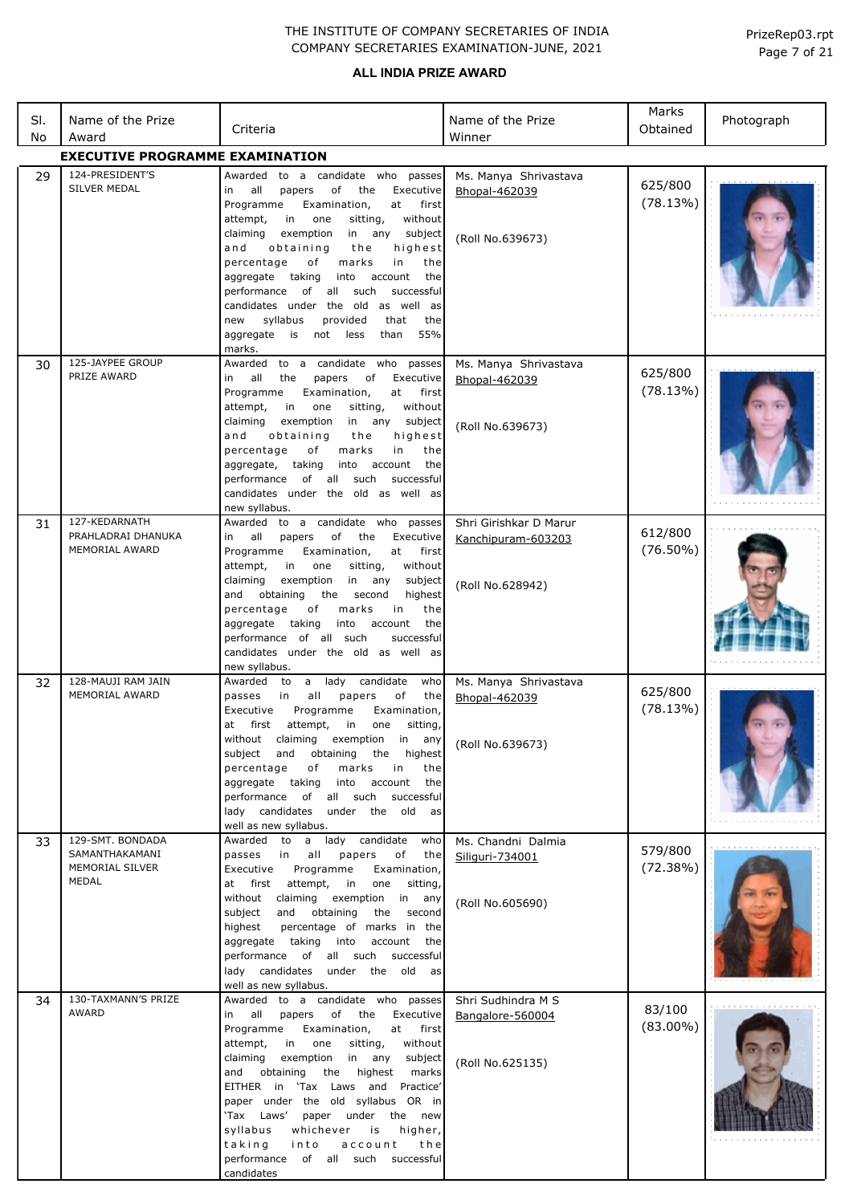THE INSTITUTE OF COMPANY SECRETARIES OF INDIA
COMPANY SECRETARIES EXAMINATION-JUNE, 2021

## ALL INDIA PRIZE AWARD

| Sl. No | Name of the Prize Award | Criteria | Name of the Prize Winner | Marks Obtained | Photograph |
|---|---|---|---|---|---|
| **EXECUTIVE PROGRAMME EXAMINATION** | | | | | |
| 29 | 124-PRESIDENT'S SILVER MEDAL | Awarded to a candidate who passes in all papers of the Executive Programme Examination, at first attempt, in one sitting, without claiming exemption in any subject and obtaining the highest percentage of marks in the aggregate taking into account the performance of all such successful candidates under the old as well as new syllabus provided that the aggregate is not less than 55% marks. | Ms. Manya Shrivastava<br>Bhopal-462039<br><br>(Roll No.639673) | 625/800 (78.13%) | |
| 30 | 125-JAYPEE GROUP PRIZE AWARD | Awarded to a candidate who passes in all the papers of Executive Programme Examination, at first attempt, in one sitting, without claiming exemption in any subject and obtaining the highest percentage of marks in the aggregate, taking into account the performance of all such successful candidates under the old as well as new syllabus. | Ms. Manya Shrivastava<br>Bhopal-462039<br><br>(Roll No.639673) | 625/800 (78.13%) | |
| 31 | 127-KEDARNATH PRAHLADRAI DHANUKA MEMORIAL AWARD | Awarded to a candidate who passes in all papers of the Executive Programme Examination, at first attempt, in one sitting, without claiming exemption in any subject and obtaining the second highest percentage of marks in the aggregate taking into account the performance of all such successful candidates under the old as well as new syllabus. | Shri Girishkar D Marur<br>Kanchipuram-603203<br><br>(Roll No.628942) | 612/800 (76.50%) | |
| 32 | 128-MAUJI RAM JAIN MEMORIAL AWARD | Awarded to a lady candidate who passes in all papers of the Executive Programme Examination, at first attempt, in one sitting, without claiming exemption in any subject and obtaining the highest percentage of marks in the aggregate taking into account the performance of all such successful lady candidates under the old as well as new syllabus. | Ms. Manya Shrivastava<br>Bhopal-462039<br><br>(Roll No.639673) | 625/800 (78.13%) | |
| 33 | 129-SMT. BONDADA SAMANTHAKAMANI MEMORIAL SILVER MEDAL | Awarded to a lady candidate who passes in all papers of the Executive Programme Examination, at first attempt, in one sitting, without claiming exemption in any subject and obtaining the second highest percentage of marks in the aggregate taking into account the performance of all such successful lady candidates under the old as well as new syllabus. | Ms. Chandni Dalmia<br>Siliguri-734001<br><br>(Roll No.605690) | 579/800 (72.38%) | |
| 34 | 130-TAXMANN'S PRIZE AWARD | Awarded to a candidate who passes in all papers of the Executive Programme Examination, at first attempt, in one sitting, without claiming exemption in any subject and obtaining the highest marks EITHER in 'Tax Laws and Practice' paper under the old syllabus OR in 'Tax Laws' paper under the new syllabus whichever is higher, taking into account the performance of all such successful candidates | Shri Sudhindra M S<br>Bangalore-560004<br><br>(Roll No.625135) | 83/100 (83.00%) | |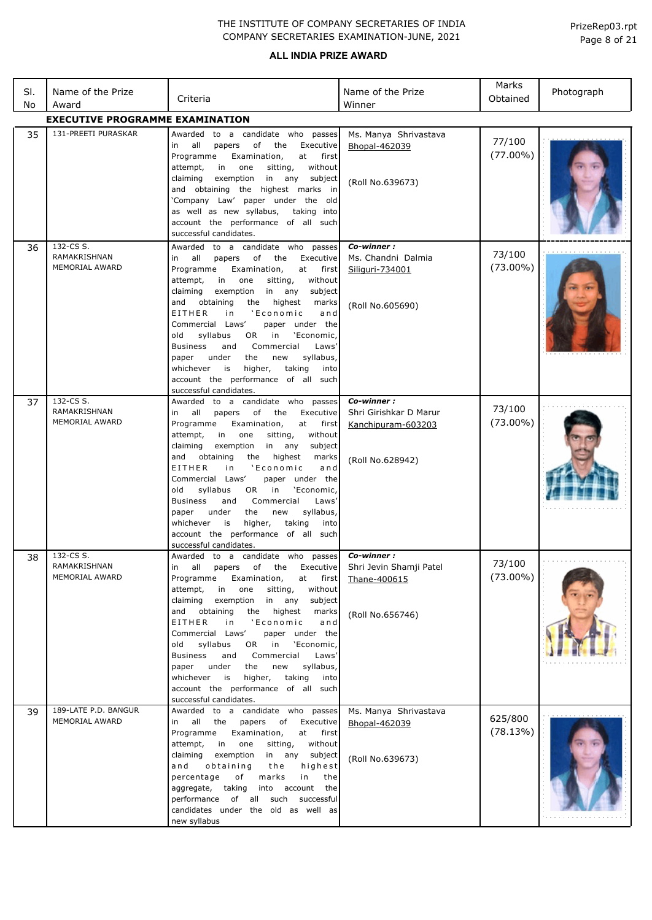THE INSTITUTE OF COMPANY SECRETARIES OF INDIA
COMPANY SECRETARIES EXAMINATION-JUNE, 2021

PrizeRep03.rpt

## ALL INDIA PRIZE AWARD

| Sl. No | Name of the Prize Award | Criteria | Name of the Prize Winner | Marks Obtained | Photograph |
|---|---|---|---|---|---|
| **EXECUTIVE PROGRAMME EXAMINATION** | | | | | |
| 35 | 131-PREETI PURASKAR | Awarded to a candidate who passes in all papers of the Executive Programme Examination, at first attempt, in one sitting, without claiming exemption in any subject and obtaining the highest marks in 'Company Law' paper under the old as well as new syllabus, taking into account the performance of all such successful candidates. | Ms. Manya Shrivastava<br>Bhopal-462039<br><br>(Roll No.639673) | 77/100<br>(77.00%) | |
| 36 | 132-CS S. RAMAKRISHNAN MEMORIAL AWARD | Awarded to a candidate who passes in all papers of the Executive Programme Examination, at first attempt, in one sitting, without claiming exemption in any subject and obtaining the highest marks EITHER in 'Economic and Commercial Laws' paper under the old syllabus OR in 'Economic, Business and Commercial Laws' paper under the new syllabus, whichever is higher, taking into account the performance of all such successful candidates. | ***Co-winner :***<br>Ms. Chandni Dalmia<br>Siliguri-734001<br><br>(Roll No.605690) | 73/100<br>(73.00%) | |
| 37 | 132-CS S. RAMAKRISHNAN MEMORIAL AWARD | Awarded to a candidate who passes in all papers of the Executive Programme Examination, at first attempt, in one sitting, without claiming exemption in any subject and obtaining the highest marks EITHER in 'Economic and Commercial Laws' paper under the old syllabus OR in 'Economic, Business and Commercial Laws' paper under the new syllabus, whichever is higher, taking into account the performance of all such successful candidates. | ***Co-winner :***<br>Shri Girishkar D Marur<br>Kanchipuram-603203<br><br>(Roll No.628942) | 73/100<br>(73.00%) | |
| 38 | 132-CS S. RAMAKRISHNAN MEMORIAL AWARD | Awarded to a candidate who passes in all papers of the Executive Programme Examination, at first attempt, in one sitting, without claiming exemption in any subject and obtaining the highest marks EITHER in 'Economic and Commercial Laws' paper under the old syllabus OR in 'Economic, Business and Commercial Laws' paper under the new syllabus, whichever is higher, taking into account the performance of all such successful candidates. | ***Co-winner :***<br>Shri Jevin Shamji Patel<br>Thane-400615<br><br>(Roll No.656746) | 73/100<br>(73.00%) | |
| 39 | 189-LATE P.D. BANGUR MEMORIAL AWARD | Awarded to a candidate who passes in all the papers of Executive Programme Examination, at first attempt, in one sitting, without claiming exemption in any subject and obtaining the highest percentage of marks in the aggregate, taking into account the performance of all such successful candidates under the old as well as new syllabus | Ms. Manya Shrivastava<br>Bhopal-462039<br><br>(Roll No.639673) | 625/800<br>(78.13%) | |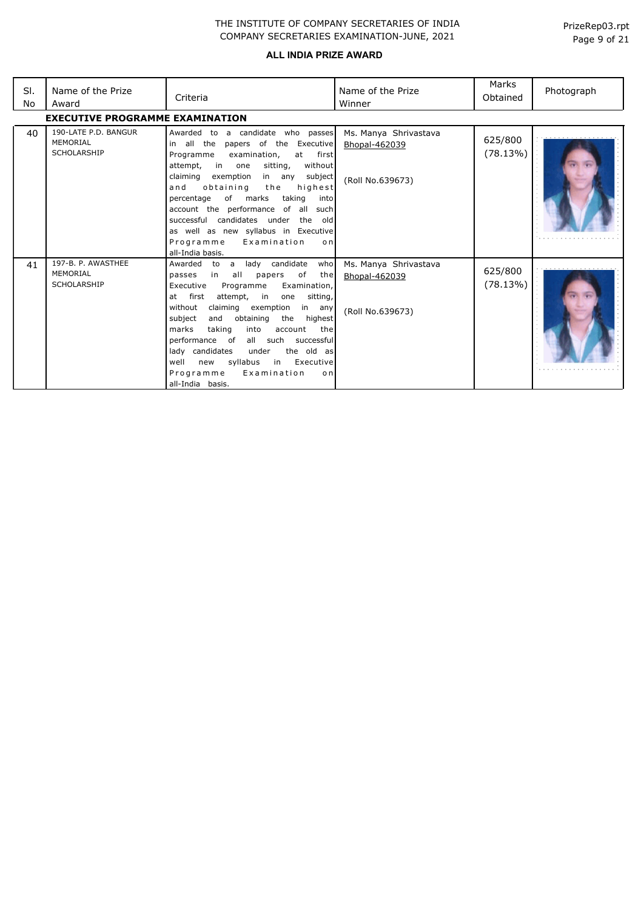THE INSTITUTE OF COMPANY SECRETARIES OF INDIA
COMPANY SECRETARIES EXAMINATION-JUNE, 2021

## ALL INDIA PRIZE AWARD

| Sl. No | Name of the Prize Award | Criteria | Name of the Prize Winner | Marks Obtained | Photograph |
|---|---|---|---|---|---|
| **EXECUTIVE PROGRAMME EXAMINATION** | | | | | |
| 40 | 190-LATE P.D. BANGUR MEMORIAL SCHOLARSHIP | Awarded to a candidate who passes in all the papers of the Executive Programme examination, at first attempt, in one sitting, without claiming exemption in any subject and obtaining the highest percentage of marks taking into account the performance of all such successful candidates under the old as well as new syllabus in Executive Programme Examination on all-India basis. | Ms. Manya Shrivastava<br>Bhopal-462039<br><br>(Roll No.639673) | 625/800<br>(78.13%) | |
| 41 | 197-B. P. AWASTHEE MEMORIAL SCHOLARSHIP | Awarded to a lady candidate who passes in all papers of the Executive Programme Examination, at first attempt, in one sitting, without claiming exemption in any subject and obtaining the highest marks taking into account the performance of all such successful lady candidates under the old as well new syllabus in Executive Programme Examination on all-India basis. | Ms. Manya Shrivastava<br>Bhopal-462039<br><br>(Roll No.639673) | 625/800<br>(78.13%) | |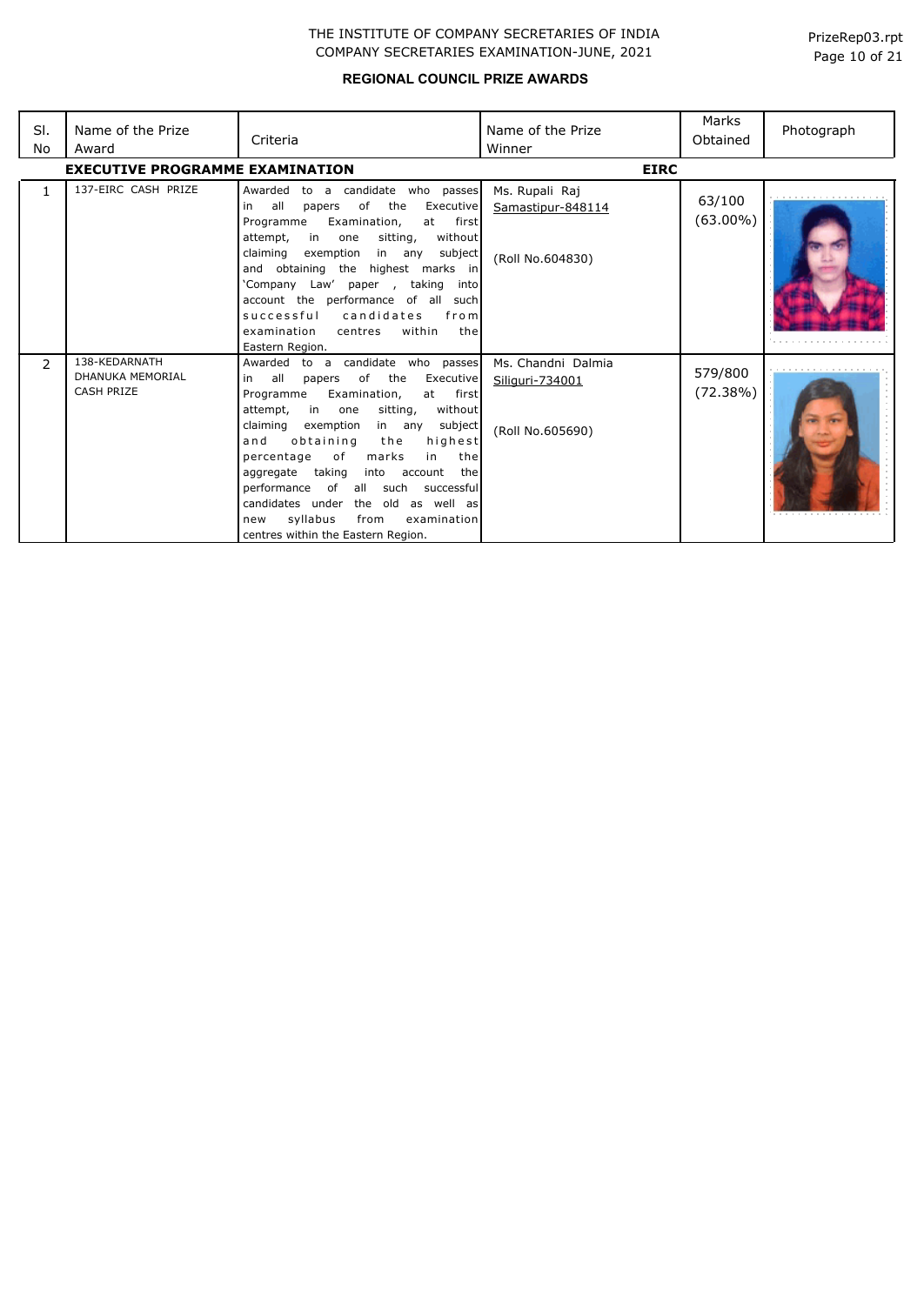THE INSTITUTE OF COMPANY SECRETARIES OF INDIA
COMPANY SECRETARIES EXAMINATION-JUNE, 2021

PrizeRep03.rpt

## REGIONAL COUNCIL PRIZE AWARDS

| Sl. No | Name of the Prize Award | Criteria | Name of the Prize Winner | Marks Obtained | Photograph |
|---|---|---|---|---|---|
| **EXECUTIVE PROGRAMME EXAMINATION** | | | **EIRC** | | |
| 1 | 137-EIRC CASH PRIZE | Awarded to a candidate who passes in all papers of the Executive Programme Examination, at first attempt, in one sitting, without claiming exemption in any subject and obtaining the highest marks in 'Company Law' paper , taking into account the performance of all such successful candidates from examination centres within the Eastern Region. | Ms. Rupali Raj<br>Samastipur-848114<br><br>(Roll No.604830) | 63/100<br>(63.00%) | |
| 2 | 138-KEDARNATH DHANUKA MEMORIAL CASH PRIZE | Awarded to a candidate who passes in all papers of the Executive Programme Examination, at first attempt, in one sitting, without claiming exemption in any subject and obtaining the highest percentage of marks in the aggregate taking into account the performance of all such successful candidates under the old as well as new syllabus from examination centres within the Eastern Region. | Ms. Chandni Dalmia<br>Siliguri-734001<br><br>(Roll No.605690) | 579/800<br>(72.38%) | |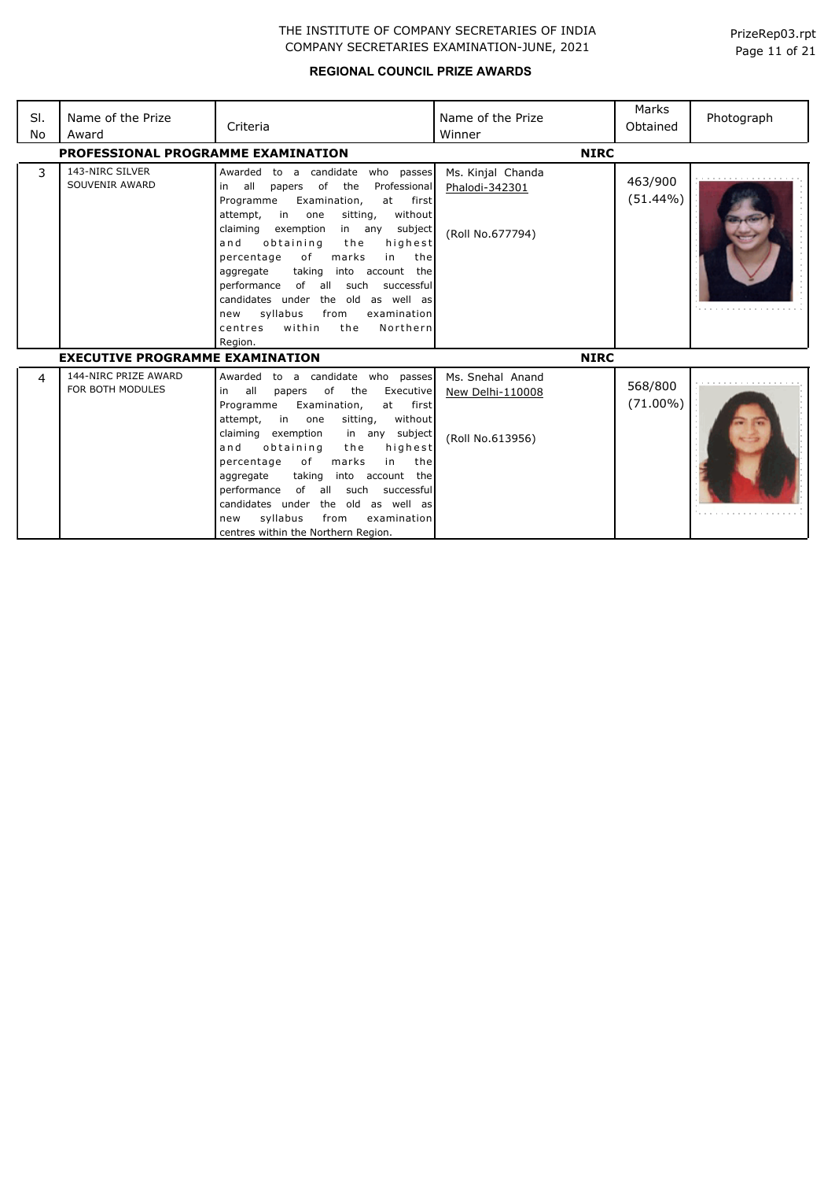THE INSTITUTE OF COMPANY SECRETARIES OF INDIA
COMPANY SECRETARIES EXAMINATION-JUNE, 2021

## REGIONAL COUNCIL PRIZE AWARDS

| Sl. No | Name of the Prize Award | Criteria | Name of the Prize Winner | Marks Obtained | Photograph |
|---|---|---|---|---|---|
| **PROFESSIONAL PROGRAMME EXAMINATION** | | | **NIRC** | | |
| 3 | 143-NIRC SILVER SOUVENIR AWARD | Awarded to a candidate who passes in all papers of the Professional Programme Examination, at first attempt, in one sitting, without claiming exemption in any subject and obtaining the highest percentage of marks in the aggregate taking into account the performance of all such successful candidates under the old as well as new syllabus from examination centres within the Northern Region. | Ms. Kinjal Chanda<br>Phalodi-342301<br><br>(Roll No.677794) | 463/900<br>(51.44%) | |
| **EXECUTIVE PROGRAMME EXAMINATION** | | | **NIRC** | | |
| 4 | 144-NIRC PRIZE AWARD FOR BOTH MODULES | Awarded to a candidate who passes in all papers of the Executive Programme Examination, at first attempt, in one sitting, without claiming exemption in any subject and obtaining the highest percentage of marks in the aggregate taking into account the performance of all such successful candidates under the old as well as new syllabus from examination centres within the Northern Region. | Ms. Snehal Anand<br>New Delhi-110008<br><br>(Roll No.613956) | 568/800<br>(71.00%) | |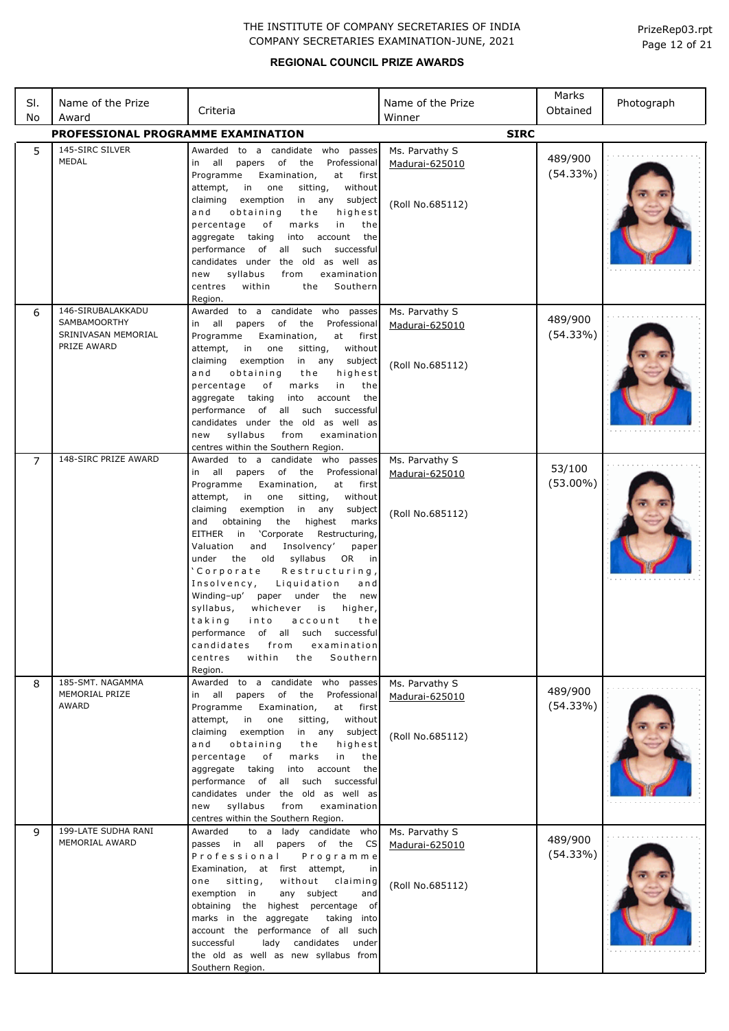THE INSTITUTE OF COMPANY SECRETARIES OF INDIA
COMPANY SECRETARIES EXAMINATION-JUNE, 2021

PrizeRep03.rpt

## REGIONAL COUNCIL PRIZE AWARDS

| Sl. No | Name of the Prize Award | Criteria | Name of the Prize Winner | Marks Obtained | Photograph |
|---|---|---|---|---|---|
| **PROFESSIONAL PROGRAMME EXAMINATION** | | | **SIRC** | | |
| 5 | 145-SIRC SILVER MEDAL | Awarded to a candidate who passes in all papers of the Professional Programme Examination, at first attempt, in one sitting, without claiming exemption in any subject and obtaining the highest percentage of marks in the aggregate taking into account the performance of all such successful candidates under the old as well as new syllabus from examination centres within the Southern Region. | Ms. Parvathy S<br>Madurai-625010<br><br>(Roll No.685112) | 489/900<br>(54.33%) | |
| 6 | 146-SIRUBALAKKADU SAMBAMOORTHY SRINIVASAN MEMORIAL PRIZE AWARD | Awarded to a candidate who passes in all papers of the Professional Programme Examination, at first attempt, in one sitting, without claiming exemption in any subject and obtaining the highest percentage of marks in the aggregate taking into account the performance of all such successful candidates under the old as well as new syllabus from examination centres within the Southern Region. | Ms. Parvathy S<br>Madurai-625010<br><br>(Roll No.685112) | 489/900<br>(54.33%) | |
| 7 | 148-SIRC PRIZE AWARD | Awarded to a candidate who passes in all papers of the Professional Programme Examination, at first attempt, in one sitting, without claiming exemption in any subject and obtaining the highest marks EITHER in 'Corporate Restructuring, Valuation and Insolvency' paper under the old syllabus OR in 'Corporate Restructuring, Insolvency, Liquidation and Winding-up' paper under the new syllabus, whichever is higher, taking into account the performance of all such successful candidates from examination centres within the Southern Region. | Ms. Parvathy S<br>Madurai-625010<br><br>(Roll No.685112) | 53/100<br>(53.00%) | |
| 8 | 185-SMT. NAGAMMA MEMORIAL PRIZE AWARD | Awarded to a candidate who passes in all papers of the Professional Programme Examination, at first attempt, in one sitting, without claiming exemption in any subject and obtaining the highest percentage of marks in the aggregate taking into account the performance of all such successful candidates under the old as well as new syllabus from examination centres within the Southern Region. | Ms. Parvathy S<br>Madurai-625010<br><br>(Roll No.685112) | 489/900<br>(54.33%) | |
| 9 | 199-LATE SUDHA RANI MEMORIAL AWARD | Awarded to a lady candidate who passes in all papers of the CS Professional Programme Examination, at first attempt, in one sitting, without claiming exemption in any subject and obtaining the highest percentage of marks in the aggregate taking into account the performance of all such successful lady candidates under the old as well as new syllabus from Southern Region. | Ms. Parvathy S<br>Madurai-625010<br><br>(Roll No.685112) | 489/900<br>(54.33%) | |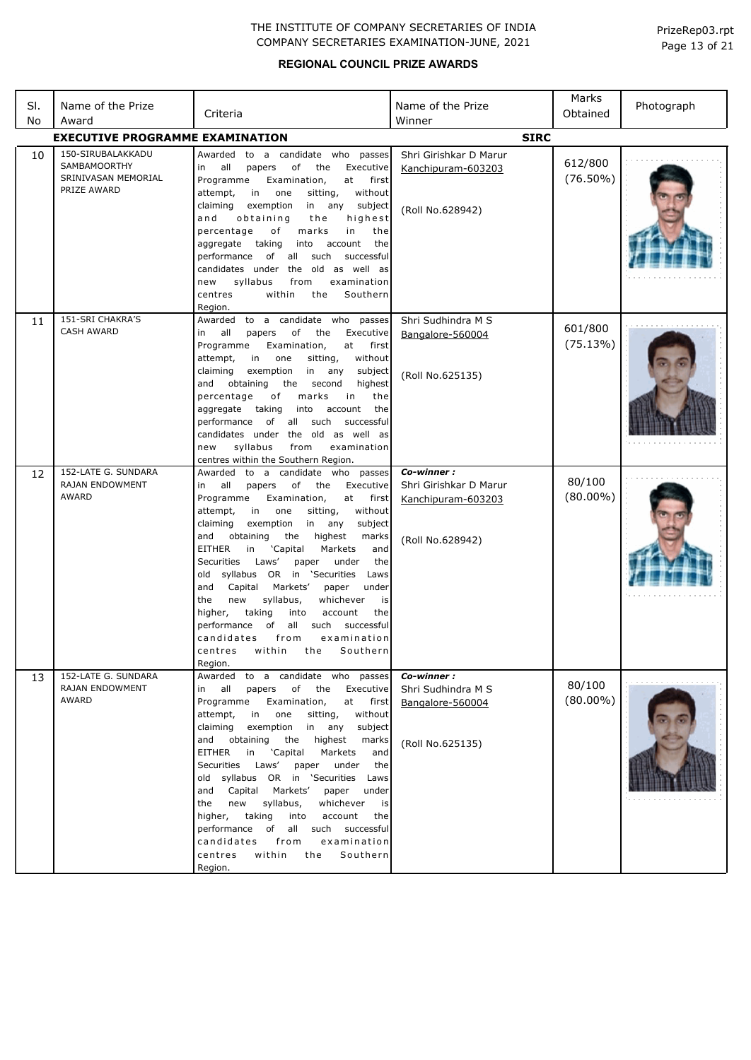# THE INSTITUTE OF COMPANY SECRETARIES OF INDIA
## COMPANY SECRETARIES EXAMINATION-JUNE, 2021

PrizeRep03.rpt

### REGIONAL COUNCIL PRIZE AWARDS

| Sl. No | Name of the Prize Award | Criteria | Name of the Prize Winner | Marks Obtained | Photograph |
|---|---|---|---|---|---|
| **EXECUTIVE PROGRAMME EXAMINATION** | | | **SIRC** | | |
| 10 | 150-SIRUBALAKKADU SAMBAMOORTHY SRINIVASAN MEMORIAL PRIZE AWARD | Awarded to a candidate who passes in all papers of the Executive Programme Examination, at first attempt, in one sitting, without claiming exemption in any subject and obtaining the highest percentage of marks in the aggregate taking into account the performance of all such successful candidates under the old as well as new syllabus from examination centres within the Southern Region. | Shri Girishkar D Marur<br>Kanchipuram-603203<br><br>(Roll No.628942) | 612/800<br>(76.50%) | |
| 11 | 151-SRI CHAKRA'S CASH AWARD | Awarded to a candidate who passes in all papers of the Executive Programme Examination, at first attempt, in one sitting, without claiming exemption in any subject and obtaining the second highest percentage of marks in the aggregate taking into account the performance of all such successful candidates under the old as well as new syllabus from examination centres within the Southern Region. | Shri Sudhindra M S<br>Bangalore-560004<br><br>(Roll No.625135) | 601/800<br>(75.13%) | |
| 12 | 152-LATE G. SUNDARA RAJAN ENDOWMENT AWARD | Awarded to a candidate who passes in all papers of the Executive Programme Examination, at first attempt, in one sitting, without claiming exemption in any subject and obtaining the highest marks EITHER in 'Capital Markets and Securities Laws' paper under the old syllabus OR in 'Securities Laws and Capital Markets' paper under the new syllabus, whichever is higher, taking into account the performance of all such successful candidates from examination centres within the Southern Region. | *Co-winner :*<br>Shri Girishkar D Marur<br>Kanchipuram-603203<br><br>(Roll No.628942) | 80/100<br>(80.00%) | |
| 13 | 152-LATE G. SUNDARA RAJAN ENDOWMENT AWARD | Awarded to a candidate who passes in all papers of the Executive Programme Examination, at first attempt, in one sitting, without claiming exemption in any subject and obtaining the highest marks EITHER in 'Capital Markets and Securities Laws' paper under the old syllabus OR in 'Securities Laws and Capital Markets' paper under the new syllabus, whichever is higher, taking into account the performance of all such successful candidates from examination centres within the Southern Region. | *Co-winner :*<br>Shri Sudhindra M S<br>Bangalore-560004<br><br>(Roll No.625135) | 80/100<br>(80.00%) | |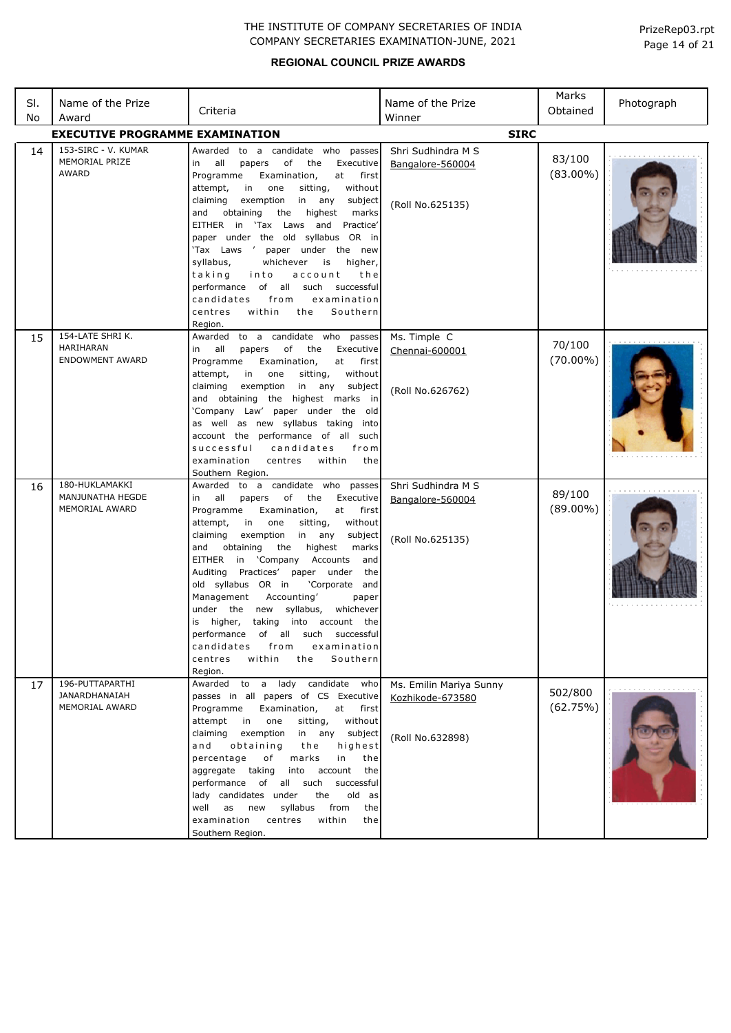THE INSTITUTE OF COMPANY SECRETARIES OF INDIA
COMPANY SECRETARIES EXAMINATION-JUNE, 2021

PrizeRep03.rpt

## REGIONAL COUNCIL PRIZE AWARDS

| Sl. No | Name of the Prize Award | Criteria | Name of the Prize Winner | Marks Obtained | Photograph |
|---|---|---|---|---|---|
| **EXECUTIVE PROGRAMME EXAMINATION** | | | **SIRC** | | |
| 14 | 153-SIRC - V. KUMAR MEMORIAL PRIZE AWARD | Awarded to a candidate who passes in all papers of the Executive Programme Examination, at first attempt, in one sitting, without claiming exemption in any subject and obtaining the highest marks EITHER in 'Tax Laws and Practice' paper under the old syllabus OR in 'Tax Laws ' paper under the new syllabus, whichever is higher, taking into account the performance of all such successful candidates from examination centres within the Southern Region. | Shri Sudhindra M S<br>Bangalore-560004<br><br>(Roll No.625135) | 83/100<br>(83.00%) | |
| 15 | 154-LATE SHRI K. HARIHARAN ENDOWMENT AWARD | Awarded to a candidate who passes in all papers of the Executive Programme Examination, at first attempt, in one sitting, without claiming exemption in any subject and obtaining the highest marks in 'Company Law' paper under the old as well as new syllabus taking into account the performance of all such successful candidates from examination centres within the Southern Region. | Ms. Timple C<br>Chennai-600001<br><br>(Roll No.626762) | 70/100<br>(70.00%) | |
| 16 | 180-HUKLAMAKKI MANJUNATHA HEGDE MEMORIAL AWARD | Awarded to a candidate who passes in all papers of the Executive Programme Examination, at first attempt, in one sitting, without claiming exemption in any subject and obtaining the highest marks EITHER in 'Company Accounts and Auditing Practices' paper under the old syllabus OR in 'Corporate and Management Accounting' paper under the new syllabus, whichever is higher, taking into account the performance of all such successful candidates from examination centres within the Southern Region. | Shri Sudhindra M S<br>Bangalore-560004<br><br>(Roll No.625135) | 89/100<br>(89.00%) | |
| 17 | 196-PUTTAPARTHI JANARDHANAIAH MEMORIAL AWARD | Awarded to a lady candidate who passes in all papers of CS Executive Programme Examination, at first attempt in one sitting, without claiming exemption in any subject and obtaining the highest percentage of marks in the aggregate taking into account the performance of all such successful lady candidates under the old as well as new syllabus from the examination centres within the Southern Region. | Ms. Emilin Mariya Sunny<br>Kozhikode-673580<br><br>(Roll No.632898) | 502/800<br>(62.75%) | |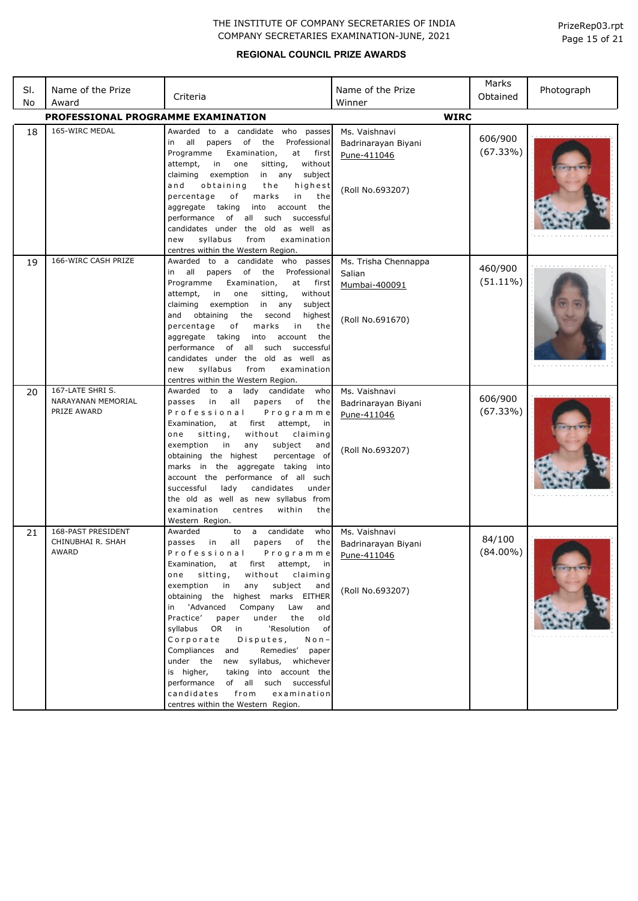THE INSTITUTE OF COMPANY SECRETARIES OF INDIA
COMPANY SECRETARIES EXAMINATION-JUNE, 2021

PrizeRep03.rpt

## REGIONAL COUNCIL PRIZE AWARDS

| Sl. No | Name of the Prize Award | Criteria | Name of the Prize Winner | Marks Obtained | Photograph |
|---|---|---|---|---|---|
| | **PROFESSIONAL PROGRAMME EXAMINATION** | | **WIRC** | | |
| 18 | 165-WIRC MEDAL | Awarded to a candidate who passes in all papers of the Professional Programme Examination, at first attempt, in one sitting, without claiming exemption in any subject and obtaining the highest percentage of marks in the aggregate taking into account the performance of all such successful candidates under the old as well as new syllabus from examination centres within the Western Region. | Ms. Vaishnavi Badrinarayan Biyani<br>Pune-411046<br><br>(Roll No.693207) | 606/900<br>(67.33%) | |
| 19 | 166-WIRC CASH PRIZE | Awarded to a candidate who passes in all papers of the Professional Programme Examination, at first attempt, in one sitting, without claiming exemption in any subject and obtaining the second highest percentage of marks in the aggregate taking into account the performance of all such successful candidates under the old as well as new syllabus from examination centres within the Western Region. | Ms. Trisha Chennappa Salian<br>Mumbai-400091<br><br>(Roll No.691670) | 460/900<br>(51.11%) | |
| 20 | 167-LATE SHRI S. NARAYANAN MEMORIAL PRIZE AWARD | Awarded to a lady candidate who passes in all papers of the Professional Programme Examination, at first attempt, in one sitting, without claiming exemption in any subject and obtaining the highest percentage of marks in the aggregate taking into account the performance of all such successful lady candidates under the old as well as new syllabus from examination centres within the Western Region. | Ms. Vaishnavi Badrinarayan Biyani<br>Pune-411046<br><br>(Roll No.693207) | 606/900<br>(67.33%) | |
| 21 | 168-PAST PRESIDENT CHINUBHAI R. SHAH AWARD | Awarded to a candidate who passes in all papers of the Professional Programme Examination, at first attempt, in one sitting, without claiming exemption in any subject and obtaining the highest marks EITHER in 'Advanced Company Law and Practice' paper under the old syllabus OR in 'Resolution of Corporate Disputes, Non-Compliances and Remedies' paper under the new syllabus, whichever is higher, taking into account the performance of all such successful candidates from examination centres within the Western Region. | Ms. Vaishnavi Badrinarayan Biyani<br>Pune-411046<br><br>(Roll No.693207) | 84/100<br>(84.00%) | |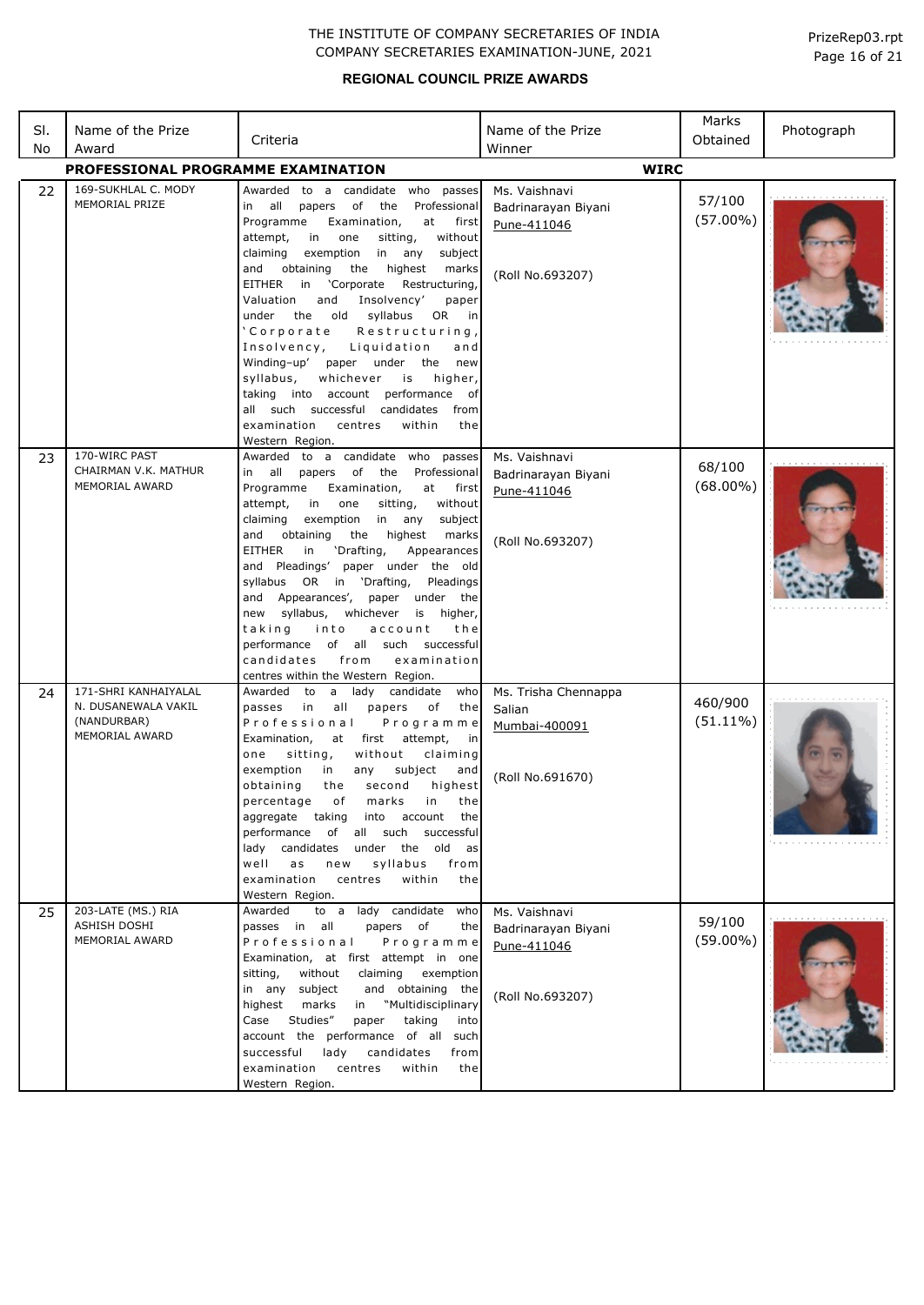THE INSTITUTE OF COMPANY SECRETARIES OF INDIA
COMPANY SECRETARIES EXAMINATION-JUNE, 2021

**REGIONAL COUNCIL PRIZE AWARDS**

| Sl. No | Name of the Prize Award | Criteria | Name of the Prize Winner | Marks Obtained | Photograph |
|---|---|---|---|---|---|
| **PROFESSIONAL PROGRAMME EXAMINATION** | | | **WIRC** | | |
| 22 | 169-SUKHLAL C. MODY MEMORIAL PRIZE | Awarded to a candidate who passes in all papers of the Professional Programme Examination, at first attempt, in one sitting, without claiming exemption in any subject and obtaining the highest marks EITHER in 'Corporate Restructuring, Valuation and Insolvency' paper under the old syllabus OR in 'Corporate Restructuring, Insolvency, Liquidation and Winding–up' paper under the new syllabus, whichever is higher, taking into account performance of all such successful candidates from examination centres within the Western Region. | Ms. Vaishnavi Badrinarayan Biyani<br>Pune-411046<br><br>(Roll No.693207) | 57/100<br>(57.00%) | |
| 23 | 170-WIRC PAST CHAIRMAN V.K. MATHUR MEMORIAL AWARD | Awarded to a candidate who passes in all papers of the Professional Programme Examination, at first attempt, in one sitting, without claiming exemption in any subject and obtaining the highest marks EITHER in 'Drafting, Appearances and Pleadings' paper under the old syllabus OR in 'Drafting, Pleadings and Appearances', paper under the new syllabus, whichever is higher, taking into account the performance of all such successful candidates from examination centres within the Western Region. | Ms. Vaishnavi Badrinarayan Biyani<br>Pune-411046<br><br>(Roll No.693207) | 68/100<br>(68.00%) | |
| 24 | 171-SHRI KANHAIYALAL N. DUSANEWALA VAKIL (NANDURBAR) MEMORIAL AWARD | Awarded to a lady candidate who passes in all papers of the Professional Programme Examination, at first attempt, in one sitting, without claiming exemption in any subject and obtaining the second highest percentage of marks in the aggregate taking into account the performance of all such successful lady candidates under the old as well as new syllabus from examination centres within the Western Region. | Ms. Trisha Chennappa Salian<br>Mumbai-400091<br><br>(Roll No.691670) | 460/900<br>(51.11%) | |
| 25 | 203-LATE (MS.) RIA ASHISH DOSHI MEMORIAL AWARD | Awarded to a lady candidate who passes in all papers of the Professional Programme Examination, at first attempt in one sitting, without claiming exemption in any subject and obtaining the highest marks in "Multidisciplinary Case Studies" paper taking into account the performance of all such successful lady candidates from examination centres within the Western Region. | Ms. Vaishnavi Badrinarayan Biyani<br>Pune-411046<br><br>(Roll No.693207) | 59/100<br>(59.00%) | |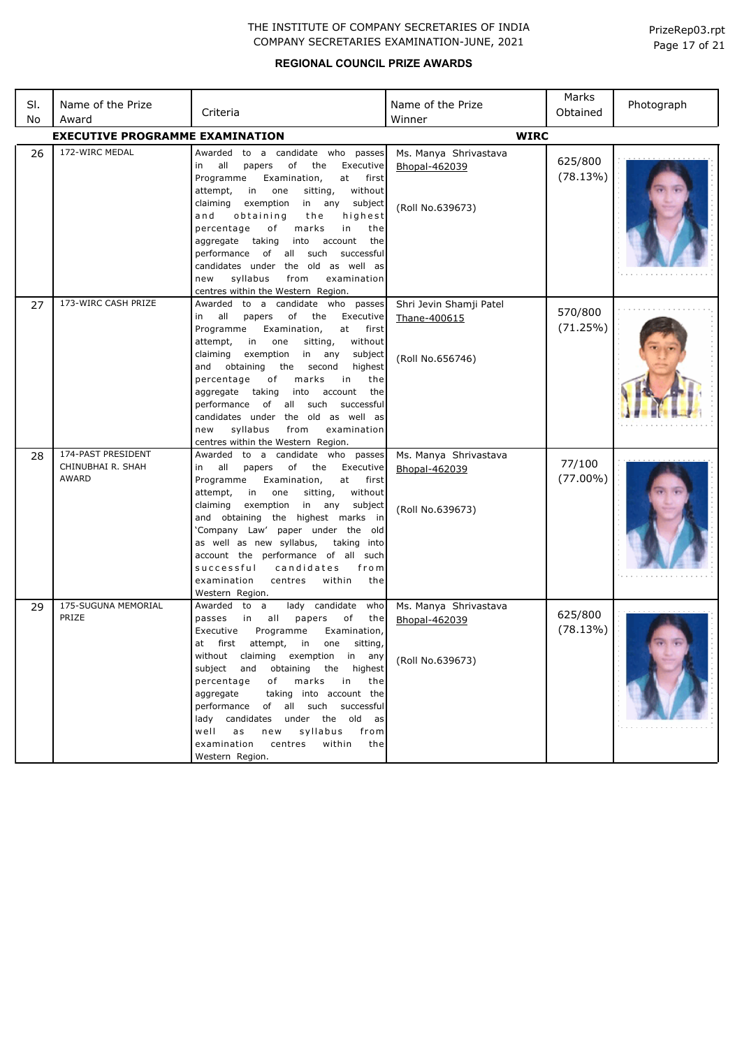THE INSTITUTE OF COMPANY SECRETARIES OF INDIA
COMPANY SECRETARIES EXAMINATION-JUNE, 2021

PrizeRep03.rpt

## REGIONAL COUNCIL PRIZE AWARDS

| Sl. No | Name of the Prize Award | Criteria | Name of the Prize Winner | Marks Obtained | Photograph |
|---|---|---|---|---|---|
| **EXECUTIVE PROGRAMME EXAMINATION** | | | **WIRC** | | |
| 26 | 172-WIRC MEDAL | Awarded to a candidate who passes in all papers of the Executive Programme Examination, at first attempt, in one sitting, without claiming exemption in any subject and obtaining the highest percentage of marks in the aggregate taking into account the performance of all such successful candidates under the old as well as new syllabus from examination centres within the Western Region. | Ms. Manya Shrivastava<br>Bhopal-462039<br><br>(Roll No.639673) | 625/800 (78.13%) | |
| 27 | 173-WIRC CASH PRIZE | Awarded to a candidate who passes in all papers of the Executive Programme Examination, at first attempt, in one sitting, without claiming exemption in any subject and obtaining the second highest percentage of marks in the aggregate taking into account the performance of all such successful candidates under the old as well as new syllabus from examination centres within the Western Region. | Shri Jevin Shamji Patel<br>Thane-400615<br><br>(Roll No.656746) | 570/800 (71.25%) | |
| 28 | 174-PAST PRESIDENT CHINUBHAI R. SHAH AWARD | Awarded to a candidate who passes in all papers of the Executive Programme Examination, at first attempt, in one sitting, without claiming exemption in any subject and obtaining the highest marks in 'Company Law' paper under the old as well as new syllabus, taking into account the performance of all such successful candidates from examination centres within the Western Region. | Ms. Manya Shrivastava<br>Bhopal-462039<br><br>(Roll No.639673) | 77/100 (77.00%) | |
| 29 | 175-SUGUNA MEMORIAL PRIZE | Awarded to a lady candidate who passes in all papers of the Executive Programme Examination, at first attempt, in one sitting, without claiming exemption in any subject and obtaining the highest percentage of marks in the aggregate taking into account the performance of all such successful lady candidates under the old as well as new syllabus from examination centres within the Western Region. | Ms. Manya Shrivastava<br>Bhopal-462039<br><br>(Roll No.639673) | 625/800 (78.13%) | |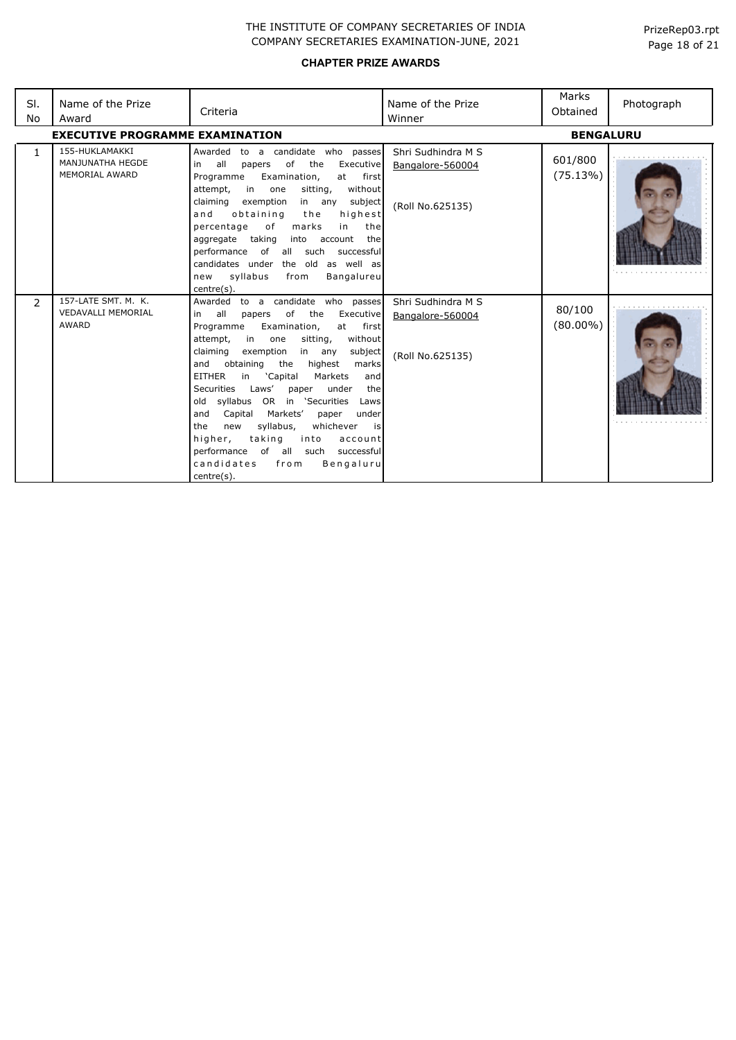# THE INSTITUTE OF COMPANY SECRETARIES OF INDIA
## COMPANY SECRETARIES EXAMINATION-JUNE, 2021

### CHAPTER PRIZE AWARDS

**EXECUTIVE PROGRAMME EXAMINATION** — **BENGALURU**

| Sl. No | Name of the Prize Award | Criteria | Name of the Prize Winner | Marks Obtained | Photograph |
|---|---|---|---|---|---|
| 1 | 155-HUKLAMAKKI MANJUNATHA HEGDE MEMORIAL AWARD | Awarded to a candidate who passes in all papers of the Executive Programme Examination, at first attempt, in one sitting, without claiming exemption in any subject and obtaining the highest percentage of marks in the aggregate taking into account the performance of all such successful candidates under the old as well as new syllabus from Bangalureu centre(s). | Shri Sudhindra M S<br>Bangalore-560004<br><br>(Roll No.625135) | 601/800 (75.13%) | |
| 2 | 157-LATE SMT. M. K. VEDAVALLI MEMORIAL AWARD | Awarded to a candidate who passes in all papers of the Executive Programme Examination, at first attempt, in one sitting, without claiming exemption in any subject and obtaining the highest marks EITHER in 'Capital Markets and Securities Laws' paper under the old syllabus OR in 'Securities Laws and Capital Markets' paper under the new syllabus, whichever is higher, taking into account performance of all such successful candidates from Bengaluru centre(s). | Shri Sudhindra M S<br>Bangalore-560004<br><br>(Roll No.625135) | 80/100 (80.00%) | |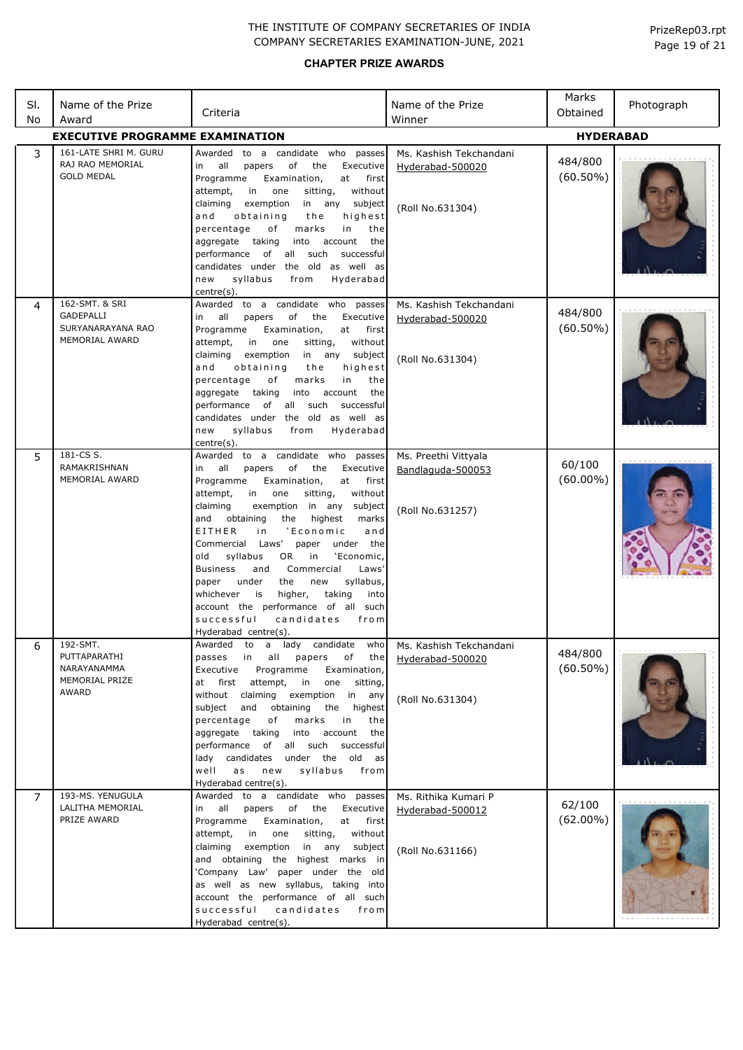THE INSTITUTE OF COMPANY SECRETARIES OF INDIA
COMPANY SECRETARIES EXAMINATION-JUNE, 2021

**CHAPTER PRIZE AWARDS**

| Sl. No | Name of the Prize Award | Criteria | Name of the Prize Winner | Marks Obtained | Photograph |
|---|---|---|---|---|---|
| **EXECUTIVE PROGRAMME EXAMINATION** | | | | **HYDERABAD** | |
| 3 | 161-LATE SHRI M. GURU RAJ RAO MEMORIAL GOLD MEDAL | Awarded to a candidate who passes in all papers of the Executive Programme Examination, at first attempt, in one sitting, without claiming exemption in any subject and obtaining the highest percentage of marks in the aggregate taking into account the performance of all such successful candidates under the old as well as new syllabus from Hyderabad centre(s). | Ms. Kashish Tekchandani<br>Hyderabad-500020<br><br>(Roll No.631304) | 484/800<br>(60.50%) | |
| 4 | 162-SMT. & SRI GADEPALLI SURYANARAYANA RAO MEMORIAL AWARD | Awarded to a candidate who passes in all papers of the Executive Programme Examination, at first attempt, in one sitting, without claiming exemption in any subject and obtaining the highest percentage of marks in the aggregate taking into account the performance of all such successful candidates under the old as well as new syllabus from Hyderabad centre(s). | Ms. Kashish Tekchandani<br>Hyderabad-500020<br><br>(Roll No.631304) | 484/800<br>(60.50%) | |
| 5 | 181-CS S. RAMAKRISHNAN MEMORIAL AWARD | Awarded to a candidate who passes in all papers of the Executive Programme Examination, at first attempt, in one sitting, without claiming exemption in any subject and obtaining the highest marks EITHER in 'Economic and Commercial Laws' paper under the old syllabus OR in 'Economic, Business and Commercial Laws' paper under the new syllabus, whichever is higher, taking into account the performance of all such successful candidates from Hyderabad centre(s). | Ms. Preethi Vittyala<br>Bandlaguda-500053<br><br>(Roll No.631257) | 60/100<br>(60.00%) | |
| 6 | 192-SMT. PUTTAPARATHI NARAYANAMMA MEMORIAL PRIZE AWARD | Awarded to a lady candidate who passes in all papers of the Executive Programme Examination, at first attempt, in one sitting, without claiming exemption in any subject and obtaining the highest percentage of marks in the aggregate taking into account the performance of all such successful lady candidates under the old as well as new syllabus from Hyderabad centre(s). | Ms. Kashish Tekchandani<br>Hyderabad-500020<br><br>(Roll No.631304) | 484/800<br>(60.50%) | |
| 7 | 193-MS. YENUGULA LALITHA MEMORIAL PRIZE AWARD | Awarded to a candidate who passes in all papers of the Executive Programme Examination, at first attempt, in one sitting, without claiming exemption in any subject and obtaining the highest marks in 'Company Law' paper under the old as well as new syllabus, taking into account the performance of all such successful candidates from Hyderabad centre(s). | Ms. Rithika Kumari P<br>Hyderabad-500012<br><br>(Roll No.631166) | 62/100<br>(62.00%) | |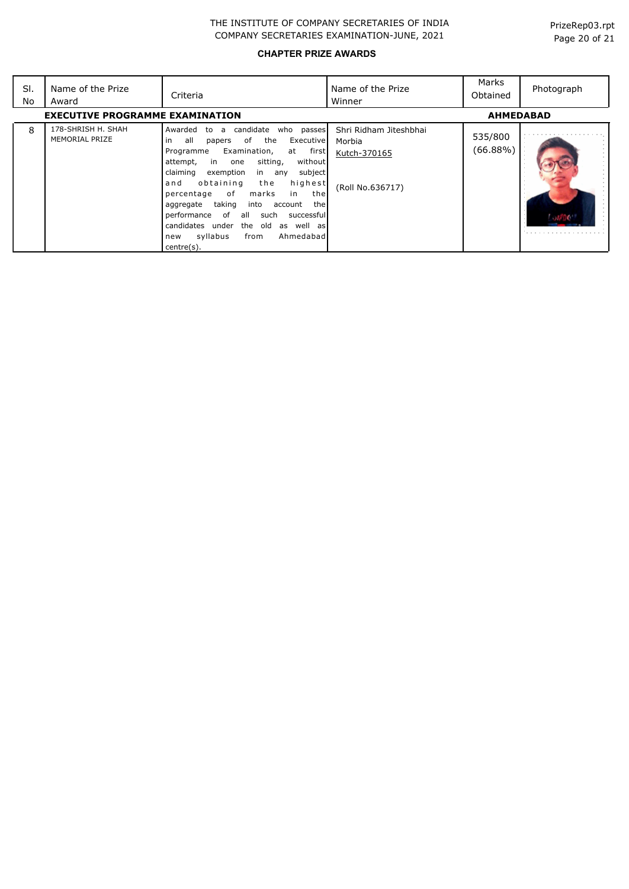THE INSTITUTE OF COMPANY SECRETARIES OF INDIA
COMPANY SECRETARIES EXAMINATION-JUNE, 2021

**CHAPTER PRIZE AWARDS**

| Sl. No | Name of the Prize Award | Criteria | Name of the Prize Winner | Marks Obtained | Photograph |
|---|---|---|---|---|---|
| **EXECUTIVE PROGRAMME EXAMINATION** | | | | **AHMEDABAD** | |
| 8 | 178-SHRISH H. SHAH MEMORIAL PRIZE | Awarded to a candidate who passes in all papers of the Executive Programme Examination, at first attempt, in one sitting, without claiming exemption in any subject and obtaining the highest percentage of marks in the aggregate taking into account the performance of all such successful candidates under the old as well as new syllabus from Ahmedabad centre(s). | Shri Ridham Jiteshbhai Morbia<br>Kutch-370165<br><br>(Roll No.636717) | 535/800 (66.88%) | |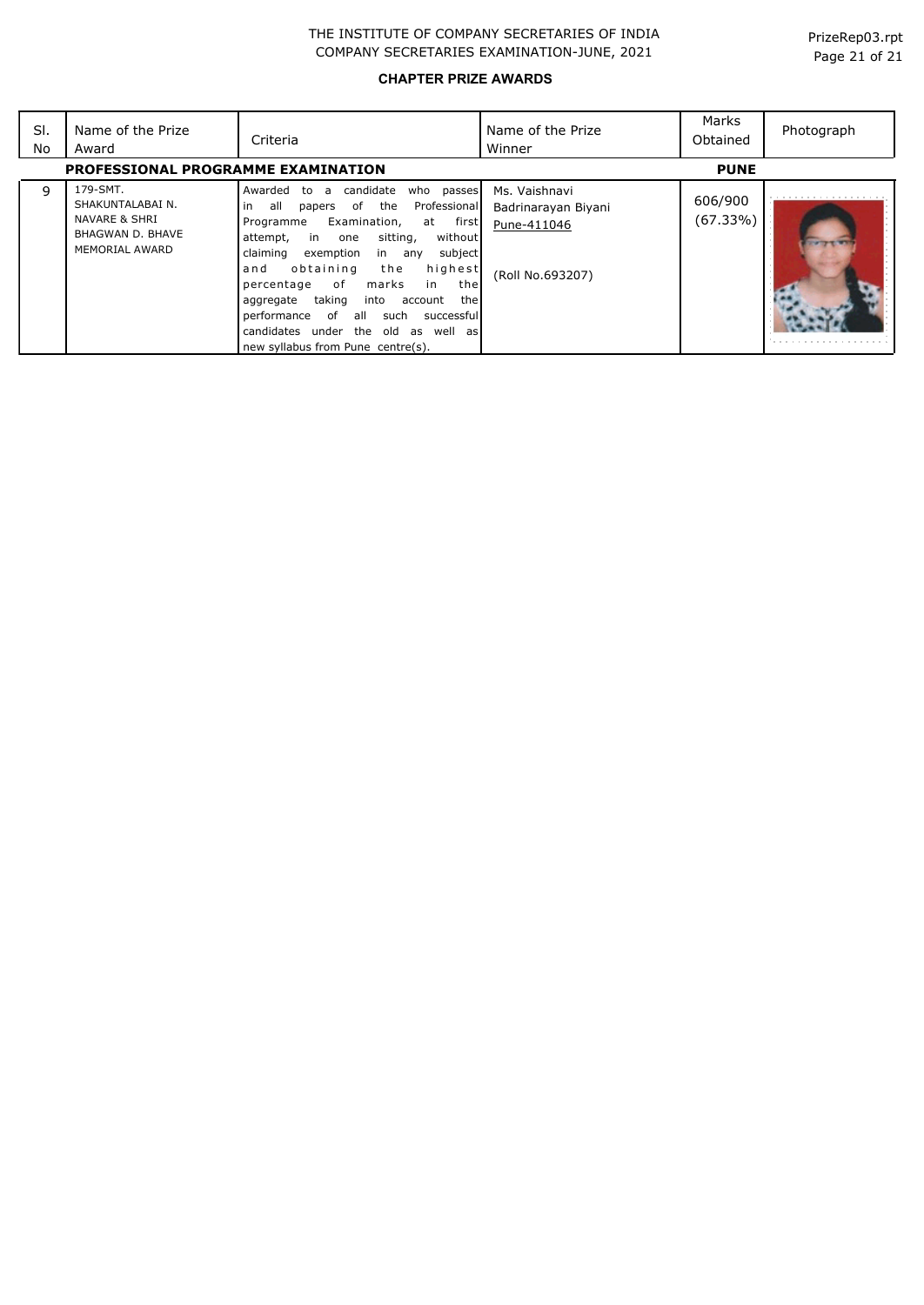THE INSTITUTE OF COMPANY SECRETARIES OF INDIA
COMPANY SECRETARIES EXAMINATION-JUNE, 2021

PrizeRep03.rpt

## CHAPTER PRIZE AWARDS

| Sl. No | Name of the Prize Award | Criteria | Name of the Prize Winner | Marks Obtained | Photograph |
|---|---|---|---|---|---|
| **PROFESSIONAL PROGRAMME EXAMINATION** | | | | **PUNE** | |
| 9 | 179-SMT. SHAKUNTALABAI N. NAVARE & SHRI BHAGWAN D. BHAVE MEMORIAL AWARD | Awarded to a candidate who passes in all papers of the Professional Programme Examination, at first attempt, in one sitting, without claiming exemption in any subject and obtaining the highest percentage of marks in the aggregate taking into account the performance of all such successful candidates under the old as well as new syllabus from Pune centre(s). | Ms. Vaishnavi Badrinarayan Biyani Pune-411046 (Roll No.693207) | 606/900 (67.33%) | |